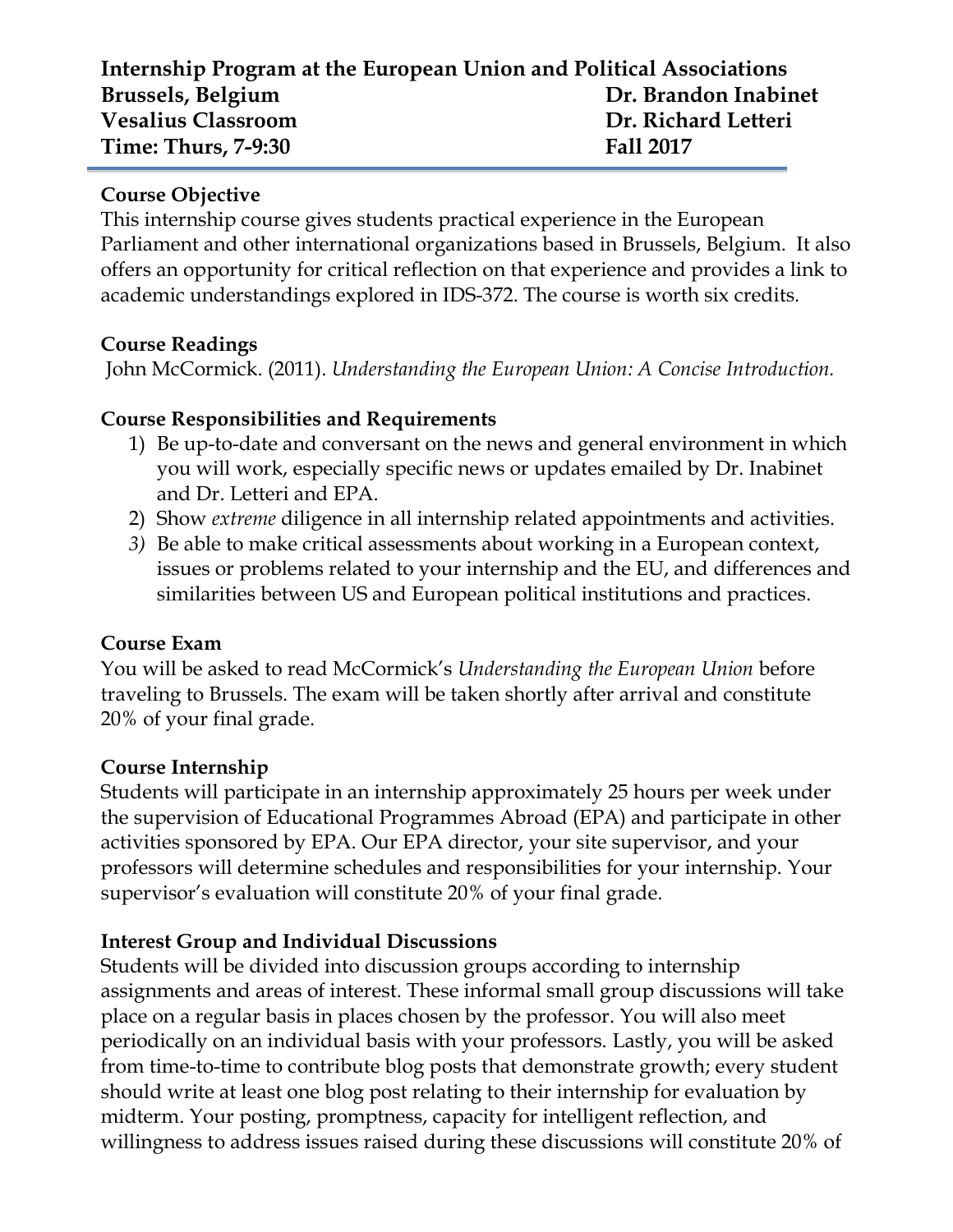**Internship Program at the European Union and Political Associations**
**Brussels, Belgium** — **Dr. Brandon Inabinet**
**Vesalius Classroom** — **Dr. Richard Letteri**
**Time: Thurs, 7-9:30** — **Fall 2017**

---

## Course Objective

This internship course gives students practical experience in the European Parliament and other international organizations based in Brussels, Belgium. It also offers an opportunity for critical reflection on that experience and provides a link to academic understandings explored in IDS-372. The course is worth six credits.

## Course Readings

John McCormick. (2011). *Understanding the European Union: A Concise Introduction.*

## Course Responsibilities and Requirements

1) Be up-to-date and conversant on the news and general environment in which you will work, especially specific news or updates emailed by Dr. Inabinet and Dr. Letteri and EPA.
2) Show *extreme* diligence in all internship related appointments and activities.
3) Be able to make critical assessments about working in a European context, issues or problems related to your internship and the EU, and differences and similarities between US and European political institutions and practices.

## Course Exam

You will be asked to read McCormick's *Understanding the European Union* before traveling to Brussels. The exam will be taken shortly after arrival and constitute 20% of your final grade.

## Course Internship

Students will participate in an internship approximately 25 hours per week under the supervision of Educational Programmes Abroad (EPA) and participate in other activities sponsored by EPA. Our EPA director, your site supervisor, and your professors will determine schedules and responsibilities for your internship. Your supervisor's evaluation will constitute 20% of your final grade.

## Interest Group and Individual Discussions

Students will be divided into discussion groups according to internship assignments and areas of interest. These informal small group discussions will take place on a regular basis in places chosen by the professor. You will also meet periodically on an individual basis with your professors. Lastly, you will be asked from time-to-time to contribute blog posts that demonstrate growth; every student should write at least one blog post relating to their internship for evaluation by midterm. Your posting, promptness, capacity for intelligent reflection, and willingness to address issues raised during these discussions will constitute 20% of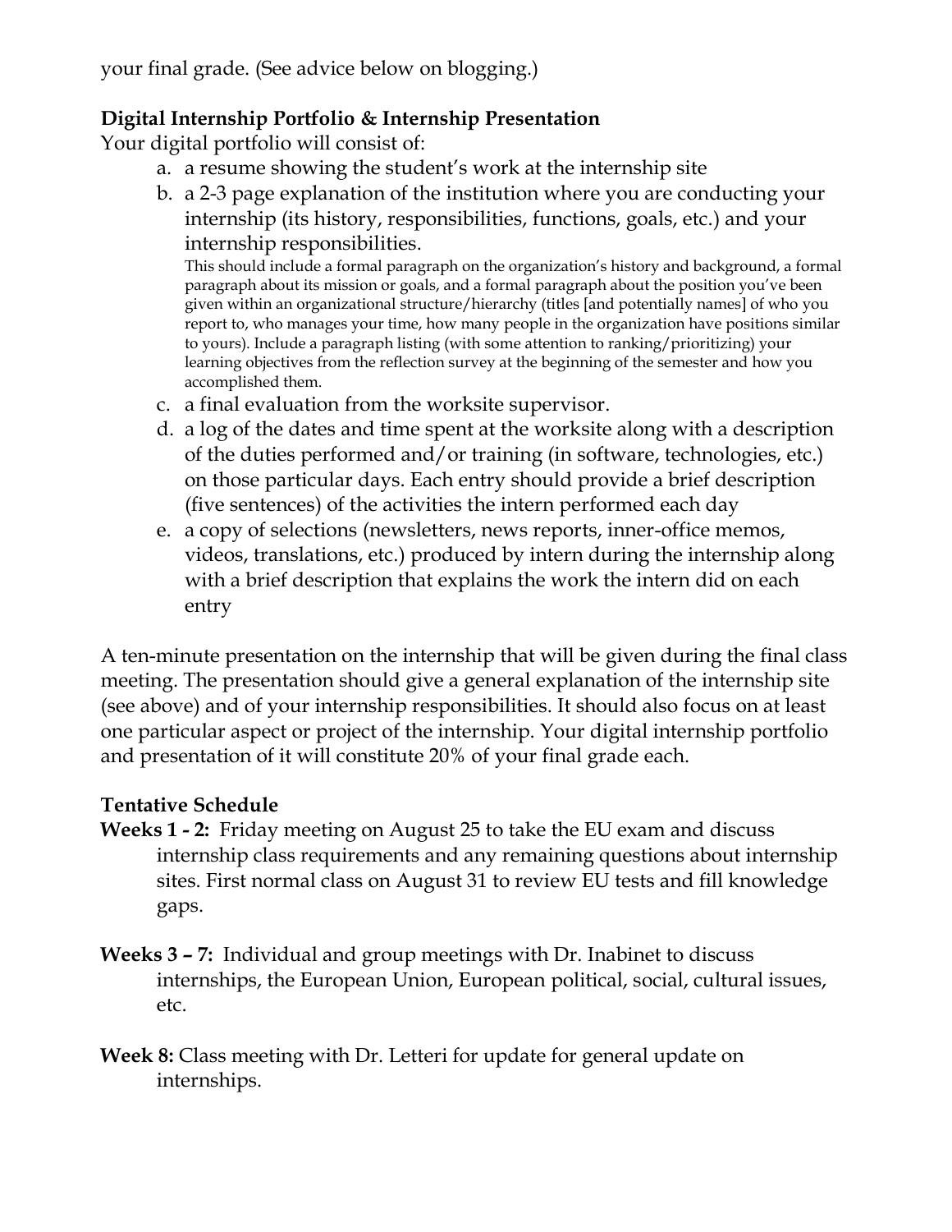your final grade. (See advice below on blogging.)

**Digital Internship Portfolio & Internship Presentation**

Your digital portfolio will consist of:

a. a resume showing the student's work at the internship site
b. a 2-3 page explanation of the institution where you are conducting your internship (its history, responsibilities, functions, goals, etc.) and your internship responsibilities.
   This should include a formal paragraph on the organization's history and background, a formal paragraph about its mission or goals, and a formal paragraph about the position you've been given within an organizational structure/hierarchy (titles [and potentially names] of who you report to, who manages your time, how many people in the organization have positions similar to yours). Include a paragraph listing (with some attention to ranking/prioritizing) your learning objectives from the reflection survey at the beginning of the semester and how you accomplished them.
c. a final evaluation from the worksite supervisor.
d. a log of the dates and time spent at the worksite along with a description of the duties performed and/or training (in software, technologies, etc.) on those particular days. Each entry should provide a brief description (five sentences) of the activities the intern performed each day
e. a copy of selections (newsletters, news reports, inner-office memos, videos, translations, etc.) produced by intern during the internship along with a brief description that explains the work the intern did on each entry

A ten-minute presentation on the internship that will be given during the final class meeting. The presentation should give a general explanation of the internship site (see above) and of your internship responsibilities. It should also focus on at least one particular aspect or project of the internship. Your digital internship portfolio and presentation of it will constitute 20% of your final grade each.

**Tentative Schedule**

**Weeks 1 - 2:** Friday meeting on August 25 to take the EU exam and discuss internship class requirements and any remaining questions about internship sites. First normal class on August 31 to review EU tests and fill knowledge gaps.

**Weeks 3 – 7:** Individual and group meetings with Dr. Inabinet to discuss internships, the European Union, European political, social, cultural issues, etc.

**Week 8:** Class meeting with Dr. Letteri for update for general update on internships.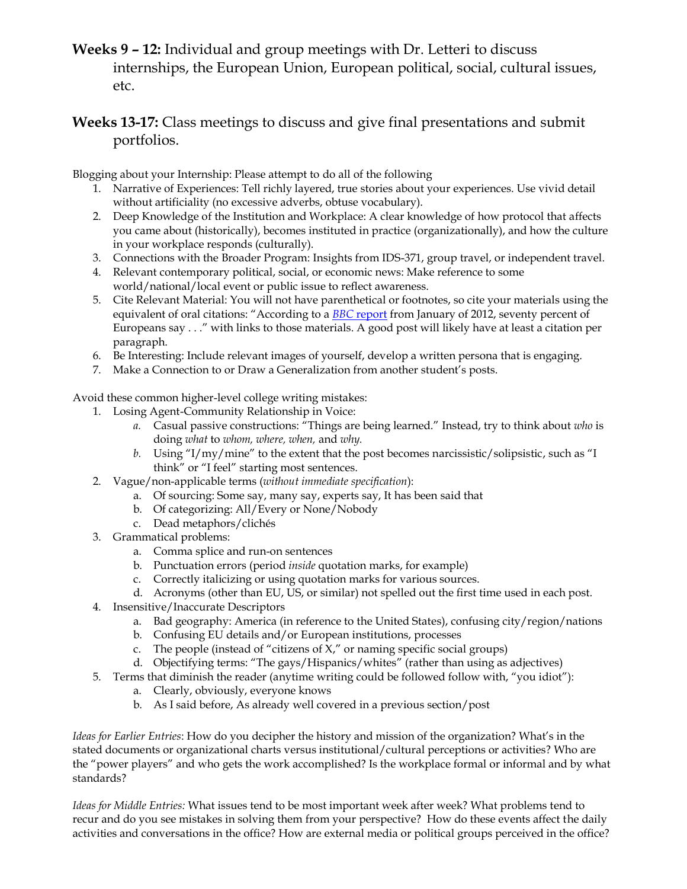**Weeks 9 – 12:** Individual and group meetings with Dr. Letteri to discuss internships, the European Union, European political, social, cultural issues, etc.

**Weeks 13-17:** Class meetings to discuss and give final presentations and submit portfolios.

Blogging about your Internship: Please attempt to do all of the following

1. Narrative of Experiences: Tell richly layered, true stories about your experiences. Use vivid detail without artificiality (no excessive adverbs, obtuse vocabulary).
2. Deep Knowledge of the Institution and Workplace: A clear knowledge of how protocol that affects you came about (historically), becomes instituted in practice (organizationally), and how the culture in your workplace responds (culturally).
3. Connections with the Broader Program: Insights from IDS-371, group travel, or independent travel.
4. Relevant contemporary political, social, or economic news: Make reference to some world/national/local event or public issue to reflect awareness.
5. Cite Relevant Material: You will not have parenthetical or footnotes, so cite your materials using the equivalent of oral citations: "According to a *BBC* report from January of 2012, seventy percent of Europeans say . . ." with links to those materials. A good post will likely have at least a citation per paragraph.
6. Be Interesting: Include relevant images of yourself, develop a written persona that is engaging.
7. Make a Connection to or Draw a Generalization from another student's posts.

Avoid these common higher-level college writing mistakes:

1. Losing Agent-Community Relationship in Voice:
   a. Casual passive constructions: "Things are being learned." Instead, try to think about *who* is doing *what* to *whom, where, when,* and *why.*
   b. Using "I/my/mine" to the extent that the post becomes narcissistic/solipsistic, such as "I think" or "I feel" starting most sentences.
2. Vague/non-applicable terms (*without immediate specification*):
   a. Of sourcing: Some say, many say, experts say, It has been said that
   b. Of categorizing: All/Every or None/Nobody
   c. Dead metaphors/clichés
3. Grammatical problems:
   a. Comma splice and run-on sentences
   b. Punctuation errors (period *inside* quotation marks, for example)
   c. Correctly italicizing or using quotation marks for various sources.
   d. Acronyms (other than EU, US, or similar) not spelled out the first time used in each post.
4. Insensitive/Inaccurate Descriptors
   a. Bad geography: America (in reference to the United States), confusing city/region/nations
   b. Confusing EU details and/or European institutions, processes
   c. The people (instead of "citizens of X," or naming specific social groups)
   d. Objectifying terms: "The gays/Hispanics/whites" (rather than using as adjectives)
5. Terms that diminish the reader (anytime writing could be followed follow with, "you idiot"):
   a. Clearly, obviously, everyone knows
   b. As I said before, As already well covered in a previous section/post

*Ideas for Earlier Entries*: How do you decipher the history and mission of the organization? What's in the stated documents or organizational charts versus institutional/cultural perceptions or activities? Who are the "power players" and who gets the work accomplished? Is the workplace formal or informal and by what standards?

*Ideas for Middle Entries:* What issues tend to be most important week after week? What problems tend to recur and do you see mistakes in solving them from your perspective? How do these events affect the daily activities and conversations in the office? How are external media or political groups perceived in the office?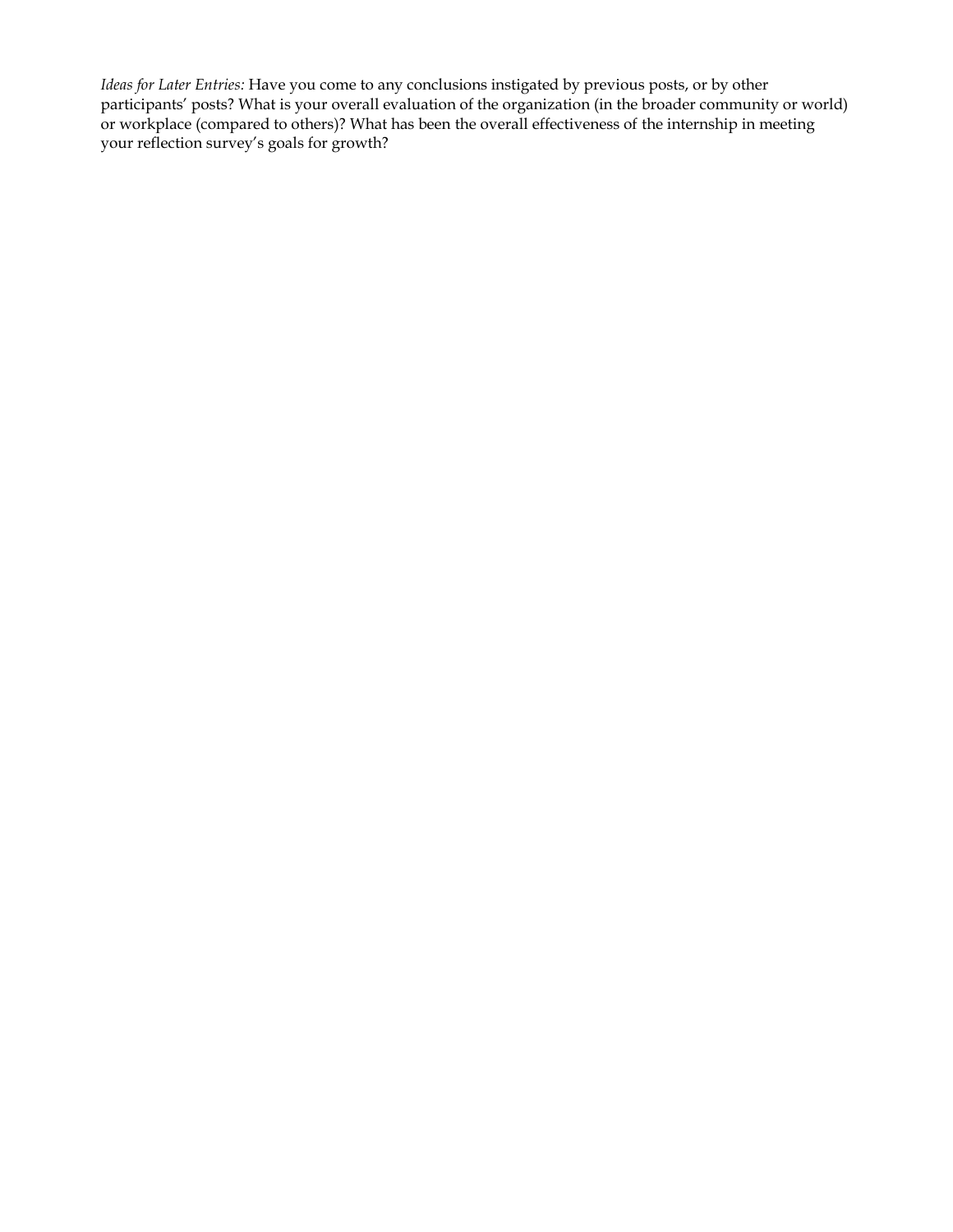*Ideas for Later Entries:* Have you come to any conclusions instigated by previous posts, or by other participants' posts? What is your overall evaluation of the organization (in the broader community or world) or workplace (compared to others)? What has been the overall effectiveness of the internship in meeting your reflection survey's goals for growth?